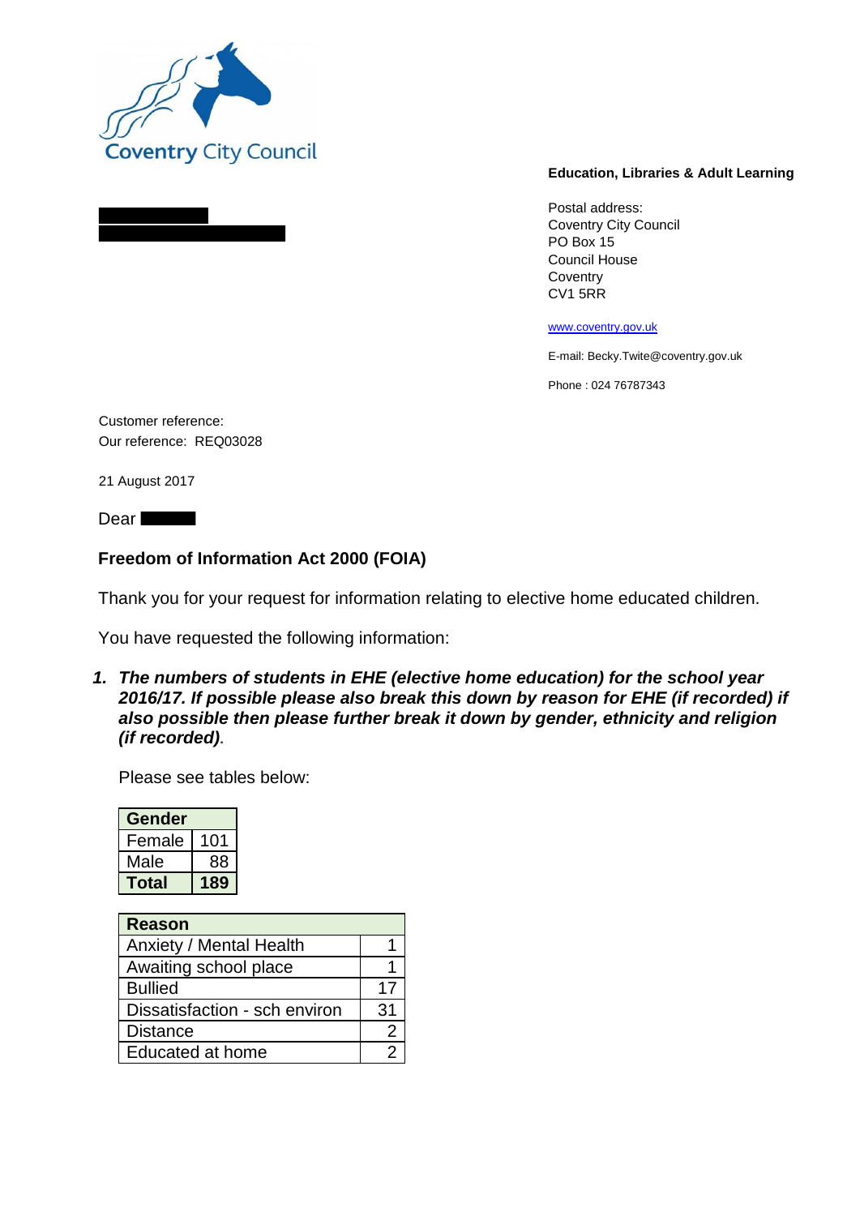Coventry City Council

**Education, Libraries & Adult Learning**

Postal address:
Coventry City Council
PO Box 15
Council House
Coventry
CV1 5RR

www.coventry.gov.uk

E-mail: Becky.Twite@coventry.gov.uk

Phone : 024 76787343

Customer reference:
Our reference: REQ03028

21 August 2017

Dear

**Freedom of Information Act 2000 (FOIA)**

Thank you for your request for information relating to elective home educated children.

You have requested the following information:

1. ***The numbers of students in EHE (elective home education) for the school year 2016/17. If possible please also break this down by reason for EHE (if recorded) if also possible then please further break it down by gender, ethnicity and religion (if recorded)***.

Please see tables below:

| **Gender** | |
|---|---|
| Female | 101 |
| Male | 88 |
| **Total** | **189** |

| **Reason** | |
|---|---|
| Anxiety / Mental Health | 1 |
| Awaiting school place | 1 |
| Bullied | 17 |
| Dissatisfaction - sch environ | 31 |
| Distance | 2 |
| Educated at home | 2 |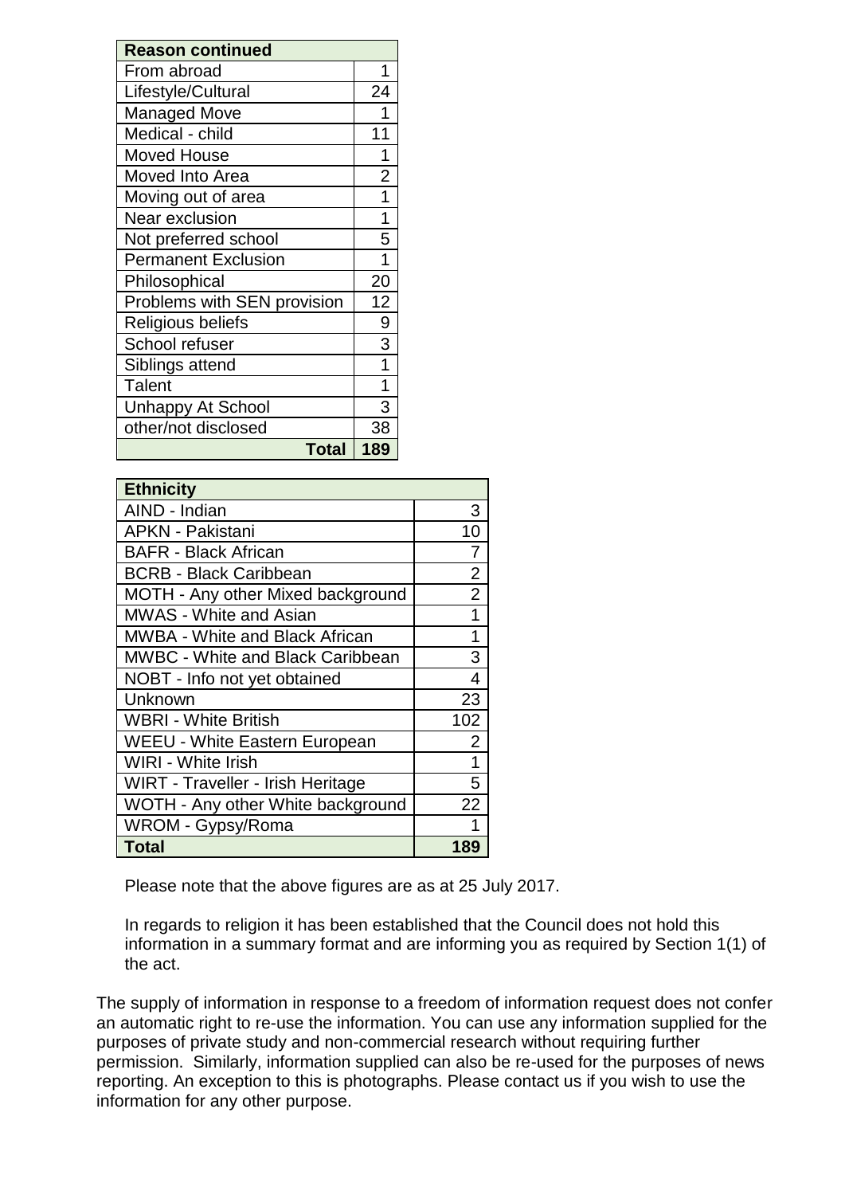| Reason continued | |
|---|---|
| From abroad | 1 |
| Lifestyle/Cultural | 24 |
| Managed Move | 1 |
| Medical - child | 11 |
| Moved House | 1 |
| Moved Into Area | 2 |
| Moving out of area | 1 |
| Near exclusion | 1 |
| Not preferred school | 5 |
| Permanent Exclusion | 1 |
| Philosophical | 20 |
| Problems with SEN provision | 12 |
| Religious beliefs | 9 |
| School refuser | 3 |
| Siblings attend | 1 |
| Talent | 1 |
| Unhappy At School | 3 |
| other/not disclosed | 38 |
| **Total** | **189** |

| Ethnicity | |
|---|---|
| AIND - Indian | 3 |
| APKN - Pakistani | 10 |
| BAFR - Black African | 7 |
| BCRB - Black Caribbean | 2 |
| MOTH - Any other Mixed background | 2 |
| MWAS - White and Asian | 1 |
| MWBA - White and Black African | 1 |
| MWBC - White and Black Caribbean | 3 |
| NOBT - Info not yet obtained | 4 |
| Unknown | 23 |
| WBRI - White British | 102 |
| WEEU - White Eastern European | 2 |
| WIRI - White Irish | 1 |
| WIRT - Traveller - Irish Heritage | 5 |
| WOTH - Any other White background | 22 |
| WROM - Gypsy/Roma | 1 |
| **Total** | **189** |

Please note that the above figures are as at 25 July 2017.

In regards to religion it has been established that the Council does not hold this information in a summary format and are informing you as required by Section 1(1) of the act.

The supply of information in response to a freedom of information request does not confer an automatic right to re-use the information. You can use any information supplied for the purposes of private study and non-commercial research without requiring further permission. Similarly, information supplied can also be re-used for the purposes of news reporting. An exception to this is photographs. Please contact us if you wish to use the information for any other purpose.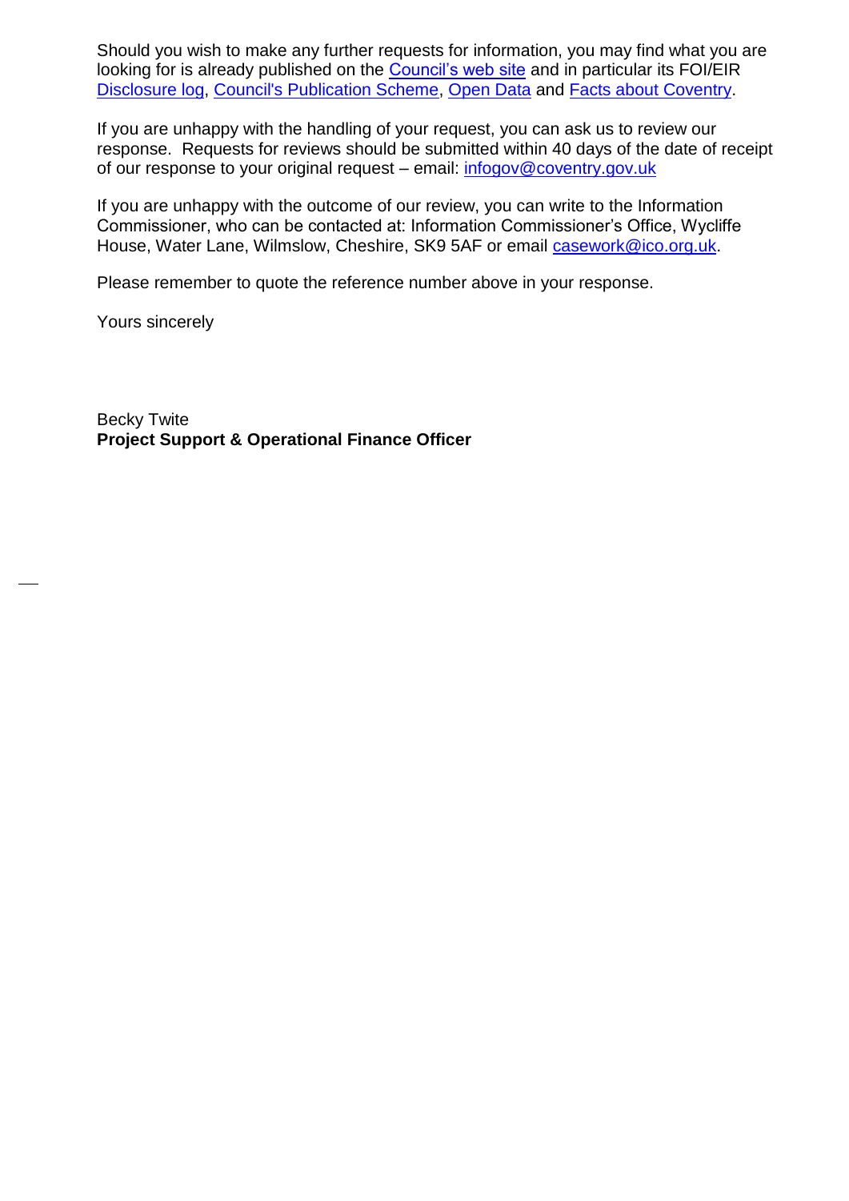Should you wish to make any further requests for information, you may find what you are looking for is already published on the Council's web site and in particular its FOI/EIR Disclosure log, Council's Publication Scheme, Open Data and Facts about Coventry.

If you are unhappy with the handling of your request, you can ask us to review our response. Requests for reviews should be submitted within 40 days of the date of receipt of our response to your original request – email: infogov@coventry.gov.uk

If you are unhappy with the outcome of our review, you can write to the Information Commissioner, who can be contacted at: Information Commissioner's Office, Wycliffe House, Water Lane, Wilmslow, Cheshire, SK9 5AF or email casework@ico.org.uk.

Please remember to quote the reference number above in your response.

Yours sincerely

Becky Twite
**Project Support & Operational Finance Officer**